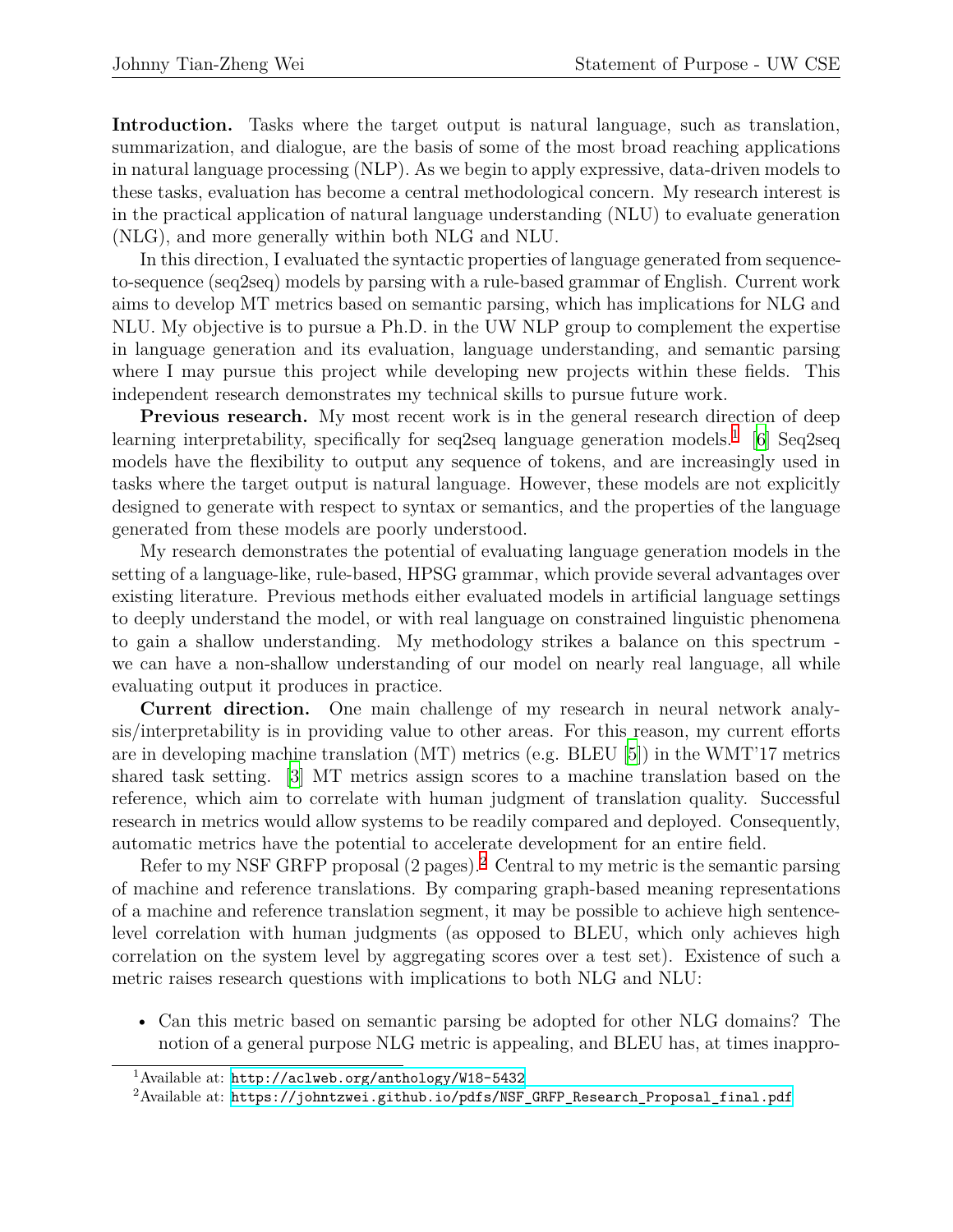**Introduction.** Tasks where the target output is natural language, such as translation, summarization, and dialogue, are the basis of some of the most broad reaching applications in natural language processing (NLP). As we begin to apply expressive, data-driven models to these tasks, evaluation has become a central methodological concern. My research interest is in the practical application of natural language understanding (NLU) to evaluate generation (NLG), and more generally within both NLG and NLU.

In this direction, I evaluated the syntactic properties of language generated from sequence-to-sequence (seq2seq) models by parsing with a rule-based grammar of English. Current work aims to develop MT metrics based on semantic parsing, which has implications for NLG and NLU. My objective is to pursue a Ph.D. in the UW NLP group to complement the expertise in language generation and its evaluation, language understanding, and semantic parsing where I may pursue this project while developing new projects within these fields. This independent research demonstrates my technical skills to pursue future work.

**Previous research.** My most recent work is in the general research direction of deep learning interpretability, specifically for seq2seq language generation models.[1] [6] Seq2seq models have the flexibility to output any sequence of tokens, and are increasingly used in tasks where the target output is natural language. However, these models are not explicitly designed to generate with respect to syntax or semantics, and the properties of the language generated from these models are poorly understood.

My research demonstrates the potential of evaluating language generation models in the setting of a language-like, rule-based, HPSG grammar, which provide several advantages over existing literature. Previous methods either evaluated models in artificial language settings to deeply understand the model, or with real language on constrained linguistic phenomena to gain a shallow understanding. My methodology strikes a balance on this spectrum - we can have a non-shallow understanding of our model on nearly real language, all while evaluating output it produces in practice.

**Current direction.** One main challenge of my research in neural network analysis/interpretability is in providing value to other areas. For this reason, my current efforts are in developing machine translation (MT) metrics (e.g. BLEU [5]) in the WMT'17 metrics shared task setting. [3] MT metrics assign scores to a machine translation based on the reference, which aim to correlate with human judgment of translation quality. Successful research in metrics would allow systems to be readily compared and deployed. Consequently, automatic metrics have the potential to accelerate development for an entire field.

Refer to my NSF GRFP proposal (2 pages).[2] Central to my metric is the semantic parsing of machine and reference translations. By comparing graph-based meaning representations of a machine and reference translation segment, it may be possible to achieve high sentence-level correlation with human judgments (as opposed to BLEU, which only achieves high correlation on the system level by aggregating scores over a test set). Existence of such a metric raises research questions with implications to both NLG and NLU:

- Can this metric based on semantic parsing be adopted for other NLG domains? The notion of a general purpose NLG metric is appealing, and BLEU has, at times inappro-

[1] Available at: http://aclweb.org/anthology/W18-5432

[2] Available at: https://johntzwei.github.io/pdfs/NSF_GRFP_Research_Proposal_final.pdf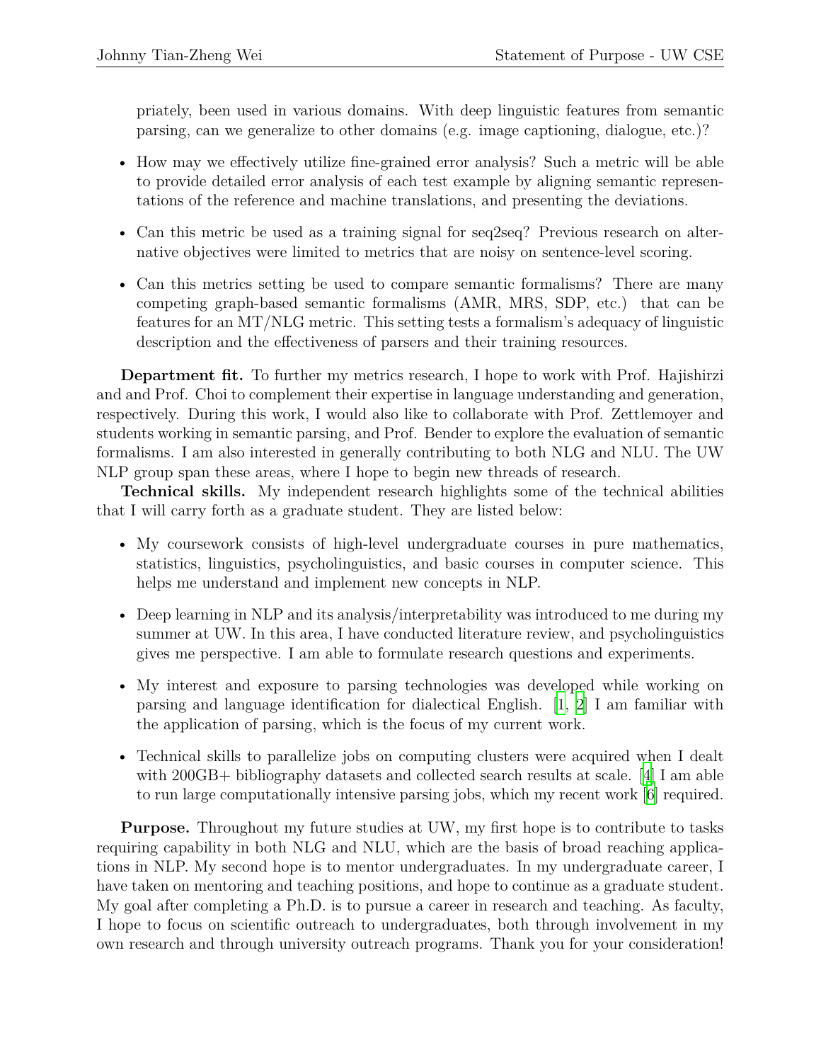priately, been used in various domains. With deep linguistic features from semantic parsing, can we generalize to other domains (e.g. image captioning, dialogue, etc.)?

- How may we effectively utilize fine-grained error analysis? Such a metric will be able to provide detailed error analysis of each test example by aligning semantic representations of the reference and machine translations, and presenting the deviations.

- Can this metric be used as a training signal for seq2seq? Previous research on alternative objectives were limited to metrics that are noisy on sentence-level scoring.

- Can this metrics setting be used to compare semantic formalisms? There are many competing graph-based semantic formalisms (AMR, MRS, SDP, etc.) that can be features for an MT/NLG metric. This setting tests a formalism's adequacy of linguistic description and the effectiveness of parsers and their training resources.

**Department fit.** To further my metrics research, I hope to work with Prof. Hajishirzi and and Prof. Choi to complement their expertise in language understanding and generation, respectively. During this work, I would also like to collaborate with Prof. Zettlemoyer and students working in semantic parsing, and Prof. Bender to explore the evaluation of semantic formalisms. I am also interested in generally contributing to both NLG and NLU. The UW NLP group span these areas, where I hope to begin new threads of research.

**Technical skills.** My independent research highlights some of the technical abilities that I will carry forth as a graduate student. They are listed below:

- My coursework consists of high-level undergraduate courses in pure mathematics, statistics, linguistics, psycholinguistics, and basic courses in computer science. This helps me understand and implement new concepts in NLP.

- Deep learning in NLP and its analysis/interpretability was introduced to me during my summer at UW. In this area, I have conducted literature review, and psycholinguistics gives me perspective. I am able to formulate research questions and experiments.

- My interest and exposure to parsing technologies was developed while working on parsing and language identification for dialectical English. [1, 2] I am familiar with the application of parsing, which is the focus of my current work.

- Technical skills to parallelize jobs on computing clusters were acquired when I dealt with 200GB+ bibliography datasets and collected search results at scale. [4] I am able to run large computationally intensive parsing jobs, which my recent work [6] required.

**Purpose.** Throughout my future studies at UW, my first hope is to contribute to tasks requiring capability in both NLG and NLU, which are the basis of broad reaching applications in NLP. My second hope is to mentor undergraduates. In my undergraduate career, I have taken on mentoring and teaching positions, and hope to continue as a graduate student. My goal after completing a Ph.D. is to pursue a career in research and teaching. As faculty, I hope to focus on scientific outreach to undergraduates, both through involvement in my own research and through university outreach programs. Thank you for your consideration!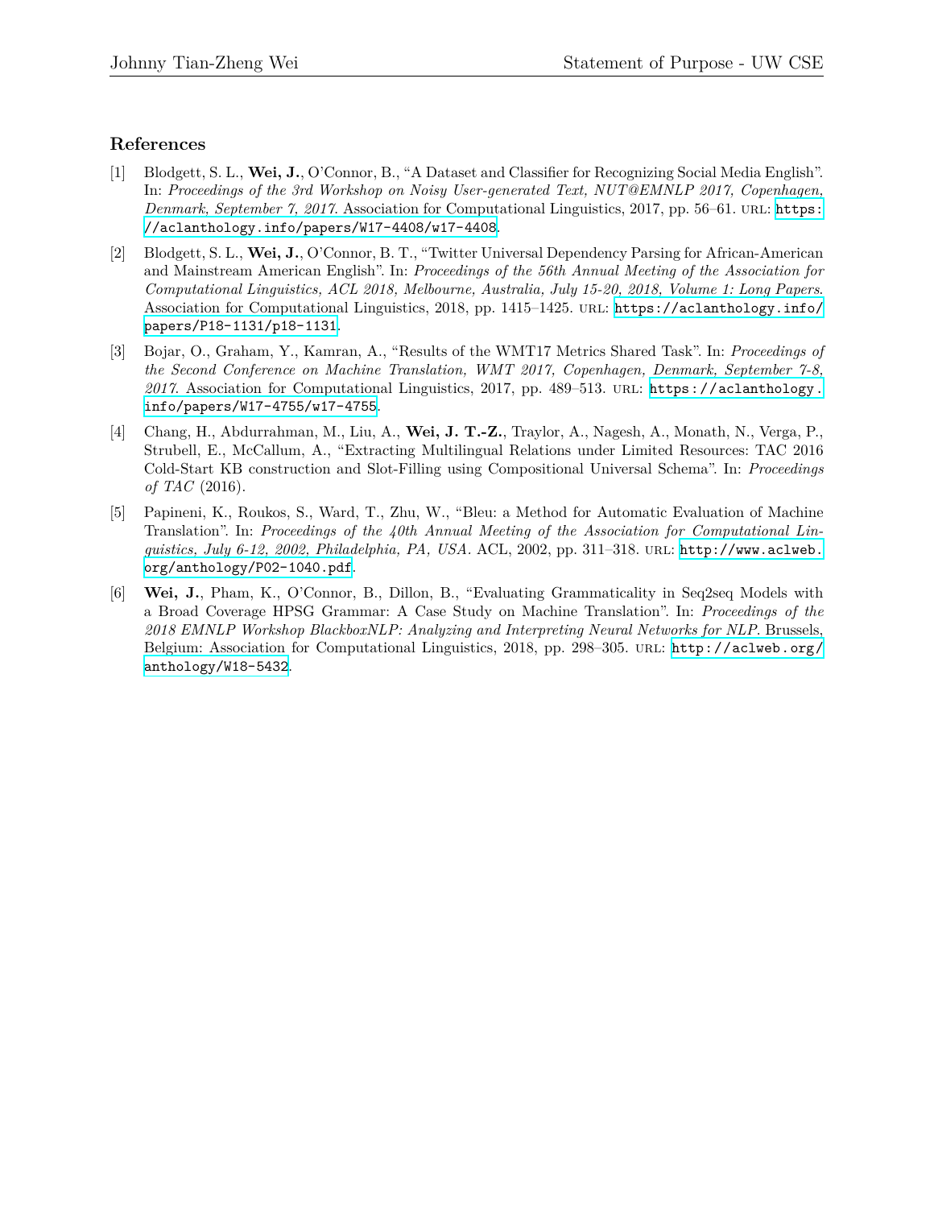## References

[1] Blodgett, S. L., **Wei, J.**, O'Connor, B., "A Dataset and Classifier for Recognizing Social Media English". In: *Proceedings of the 3rd Workshop on Noisy User-generated Text, NUT@EMNLP 2017, Copenhagen, Denmark, September 7, 2017.* Association for Computational Linguistics, 2017, pp. 56–61. URL: `https://aclanthology.info/papers/W17-4408/w17-4408`.

[2] Blodgett, S. L., **Wei, J.**, O'Connor, B. T., "Twitter Universal Dependency Parsing for African-American and Mainstream American English". In: *Proceedings of the 56th Annual Meeting of the Association for Computational Linguistics, ACL 2018, Melbourne, Australia, July 15-20, 2018, Volume 1: Long Papers.* Association for Computational Linguistics, 2018, pp. 1415–1425. URL: `https://aclanthology.info/papers/P18-1131/p18-1131`.

[3] Bojar, O., Graham, Y., Kamran, A., "Results of the WMT17 Metrics Shared Task". In: *Proceedings of the Second Conference on Machine Translation, WMT 2017, Copenhagen, Denmark, September 7-8, 2017.* Association for Computational Linguistics, 2017, pp. 489–513. URL: `https://aclanthology.info/papers/W17-4755/w17-4755`.

[4] Chang, H., Abdurrahman, M., Liu, A., **Wei, J. T.-Z.**, Traylor, A., Nagesh, A., Monath, N., Verga, P., Strubell, E., McCallum, A., "Extracting Multilingual Relations under Limited Resources: TAC 2016 Cold-Start KB construction and Slot-Filling using Compositional Universal Schema". In: *Proceedings of TAC* (2016).

[5] Papineni, K., Roukos, S., Ward, T., Zhu, W., "Bleu: a Method for Automatic Evaluation of Machine Translation". In: *Proceedings of the 40th Annual Meeting of the Association for Computational Linguistics, July 6-12, 2002, Philadelphia, PA, USA.* ACL, 2002, pp. 311–318. URL: `http://www.aclweb.org/anthology/P02-1040.pdf`.

[6] **Wei, J.**, Pham, K., O'Connor, B., Dillon, B., "Evaluating Grammaticality in Seq2seq Models with a Broad Coverage HPSG Grammar: A Case Study on Machine Translation". In: *Proceedings of the 2018 EMNLP Workshop BlackboxNLP: Analyzing and Interpreting Neural Networks for NLP.* Brussels, Belgium: Association for Computational Linguistics, 2018, pp. 298–305. URL: `http://aclweb.org/anthology/W18-5432`.